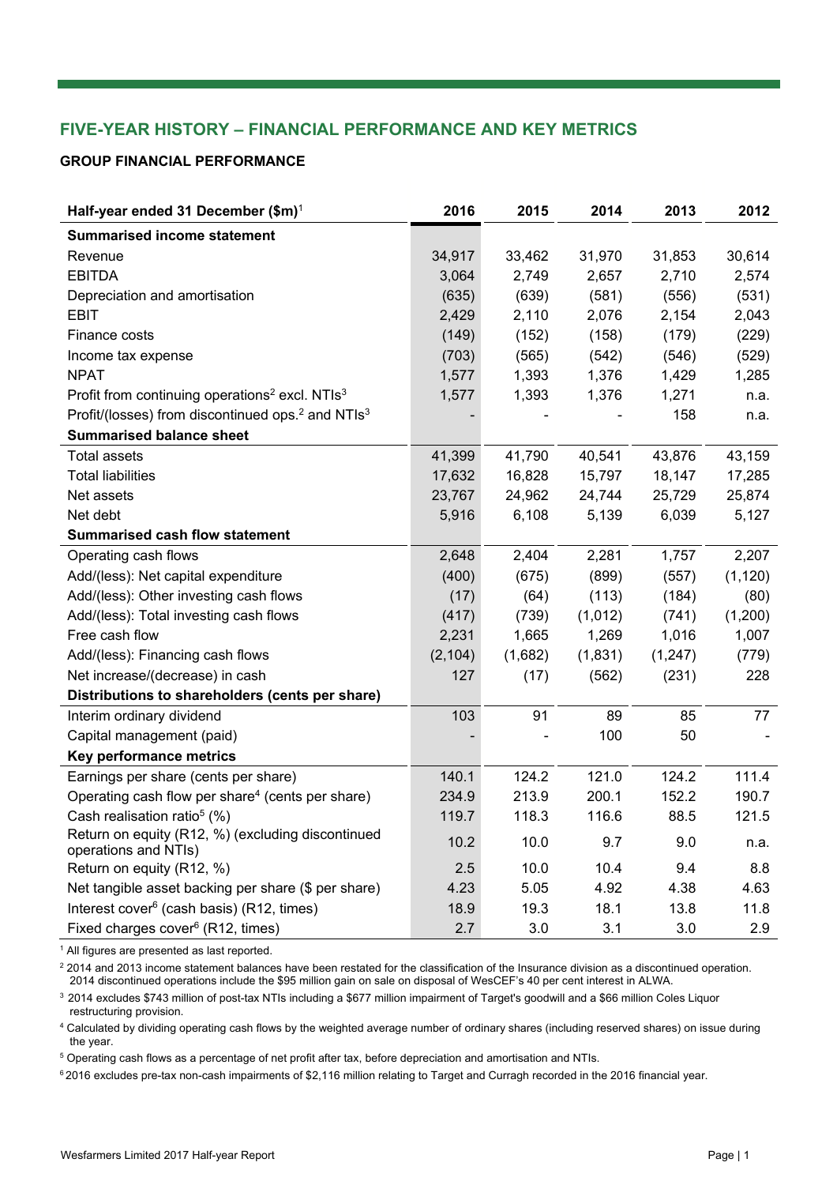## FIVE-YEAR HISTORY – FINANCIAL PERFORMANCE AND KEY METRICS

### GROUP FINANCIAL PERFORMANCE

| Half-year ended 31 December ($m)[1] | 2016 | 2015 | 2014 | 2013 | 2012 |
|---|---|---|---|---|---|
| **Summarised income statement** | | | | | |
| Revenue | 34,917 | 33,462 | 31,970 | 31,853 | 30,614 |
| EBITDA | 3,064 | 2,749 | 2,657 | 2,710 | 2,574 |
| Depreciation and amortisation | (635) | (639) | (581) | (556) | (531) |
| EBIT | 2,429 | 2,110 | 2,076 | 2,154 | 2,043 |
| Finance costs | (149) | (152) | (158) | (179) | (229) |
| Income tax expense | (703) | (565) | (542) | (546) | (529) |
| NPAT | 1,577 | 1,393 | 1,376 | 1,429 | 1,285 |
| Profit from continuing operations[2] excl. NTIs[3] | 1,577 | 1,393 | 1,376 | 1,271 | n.a. |
| Profit/(losses) from discontinued ops.[2] and NTIs[3] | - | - | - | 158 | n.a. |
| **Summarised balance sheet** | | | | | |
| Total assets | 41,399 | 41,790 | 40,541 | 43,876 | 43,159 |
| Total liabilities | 17,632 | 16,828 | 15,797 | 18,147 | 17,285 |
| Net assets | 23,767 | 24,962 | 24,744 | 25,729 | 25,874 |
| Net debt | 5,916 | 6,108 | 5,139 | 6,039 | 5,127 |
| **Summarised cash flow statement** | | | | | |
| Operating cash flows | 2,648 | 2,404 | 2,281 | 1,757 | 2,207 |
| Add/(less): Net capital expenditure | (400) | (675) | (899) | (557) | (1,120) |
| Add/(less): Other investing cash flows | (17) | (64) | (113) | (184) | (80) |
| Add/(less): Total investing cash flows | (417) | (739) | (1,012) | (741) | (1,200) |
| Free cash flow | 2,231 | 1,665 | 1,269 | 1,016 | 1,007 |
| Add/(less): Financing cash flows | (2,104) | (1,682) | (1,831) | (1,247) | (779) |
| Net increase/(decrease) in cash | 127 | (17) | (562) | (231) | 228 |
| **Distributions to shareholders (cents per share)** | | | | | |
| Interim ordinary dividend | 103 | 91 | 89 | 85 | 77 |
| Capital management (paid) | - | - | 100 | 50 | - |
| **Key performance metrics** | | | | | |
| Earnings per share (cents per share) | 140.1 | 124.2 | 121.0 | 124.2 | 111.4 |
| Operating cash flow per share[4] (cents per share) | 234.9 | 213.9 | 200.1 | 152.2 | 190.7 |
| Cash realisation ratio[5] (%) | 119.7 | 118.3 | 116.6 | 88.5 | 121.5 |
| Return on equity (R12, %) (excluding discontinued operations and NTIs) | 10.2 | 10.0 | 9.7 | 9.0 | n.a. |
| Return on equity (R12, %) | 2.5 | 10.0 | 10.4 | 9.4 | 8.8 |
| Net tangible asset backing per share ($ per share) | 4.23 | 5.05 | 4.92 | 4.38 | 4.63 |
| Interest cover[6] (cash basis) (R12, times) | 18.9 | 19.3 | 18.1 | 13.8 | 11.8 |
| Fixed charges cover[6] (R12, times) | 2.7 | 3.0 | 3.1 | 3.0 | 2.9 |

[1] All figures are presented as last reported.

[2] 2014 and 2013 income statement balances have been restated for the classification of the Insurance division as a discontinued operation. 2014 discontinued operations include the $95 million gain on sale on disposal of WesCEF's 40 per cent interest in ALWA.

[3] 2014 excludes $743 million of post-tax NTIs including a $677 million impairment of Target's goodwill and a $66 million Coles Liquor restructuring provision.

[4] Calculated by dividing operating cash flows by the weighted average number of ordinary shares (including reserved shares) on issue during the year.

[5] Operating cash flows as a percentage of net profit after tax, before depreciation and amortisation and NTIs.

[6] 2016 excludes pre-tax non-cash impairments of $2,116 million relating to Target and Curragh recorded in the 2016 financial year.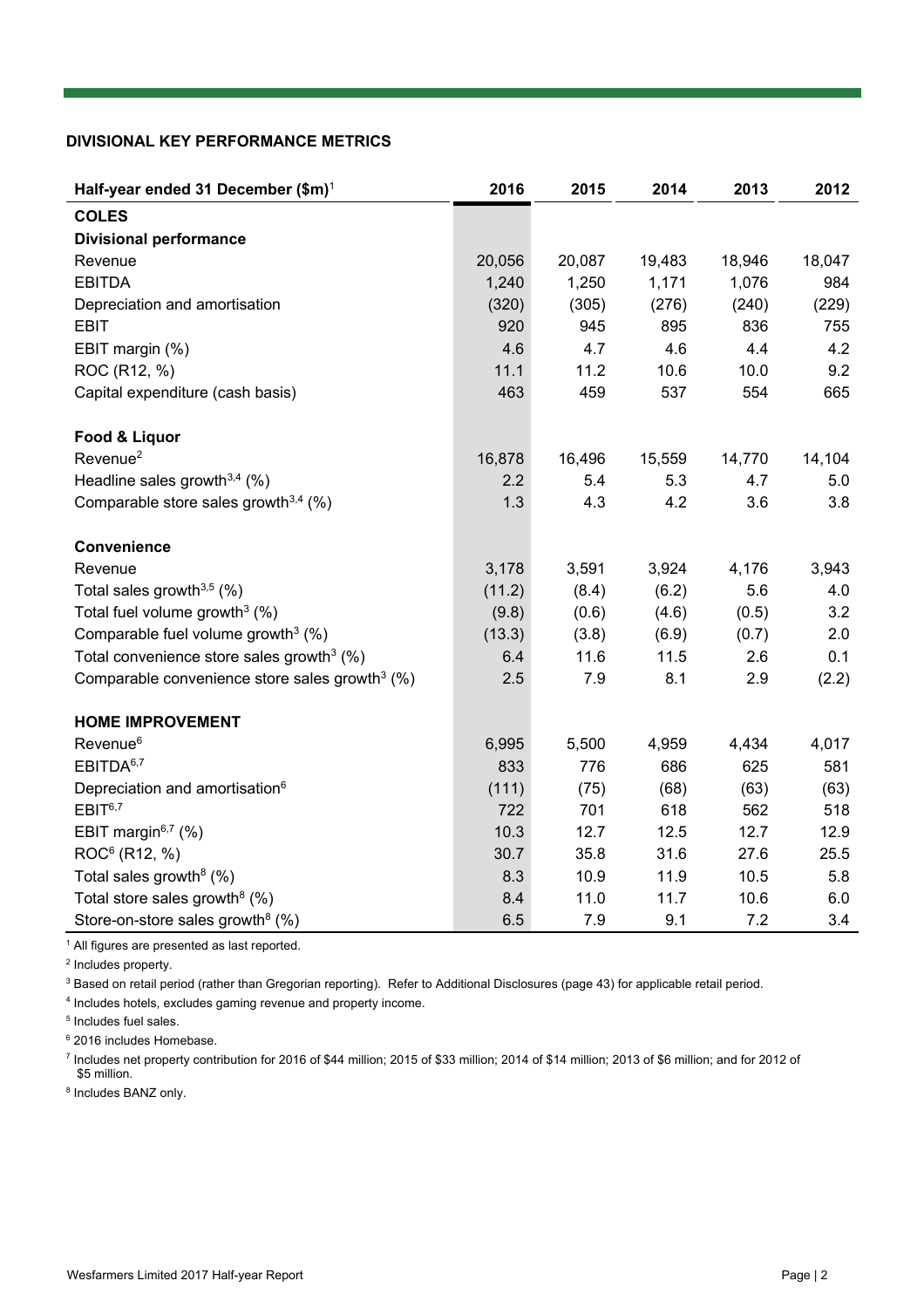## DIVISIONAL KEY PERFORMANCE METRICS

| Half-year ended 31 December ($m)[1] | 2016 | 2015 | 2014 | 2013 | 2012 |
|---|---|---|---|---|---|
| **COLES** | | | | | |
| **Divisional performance** | | | | | |
| Revenue | 20,056 | 20,087 | 19,483 | 18,946 | 18,047 |
| EBITDA | 1,240 | 1,250 | 1,171 | 1,076 | 984 |
| Depreciation and amortisation | (320) | (305) | (276) | (240) | (229) |
| EBIT | 920 | 945 | 895 | 836 | 755 |
| EBIT margin (%) | 4.6 | 4.7 | 4.6 | 4.4 | 4.2 |
| ROC (R12, %) | 11.1 | 11.2 | 10.6 | 10.0 | 9.2 |
| Capital expenditure (cash basis) | 463 | 459 | 537 | 554 | 665 |
| | | | | | |
| **Food & Liquor** | | | | | |
| Revenue[2] | 16,878 | 16,496 | 15,559 | 14,770 | 14,104 |
| Headline sales growth[3,4] (%) | 2.2 | 5.4 | 5.3 | 4.7 | 5.0 |
| Comparable store sales growth[3,4] (%) | 1.3 | 4.3 | 4.2 | 3.6 | 3.8 |
| | | | | | |
| **Convenience** | | | | | |
| Revenue | 3,178 | 3,591 | 3,924 | 4,176 | 3,943 |
| Total sales growth[3,5] (%) | (11.2) | (8.4) | (6.2) | 5.6 | 4.0 |
| Total fuel volume growth[3] (%) | (9.8) | (0.6) | (4.6) | (0.5) | 3.2 |
| Comparable fuel volume growth[3] (%) | (13.3) | (3.8) | (6.9) | (0.7) | 2.0 |
| Total convenience store sales growth[3] (%) | 6.4 | 11.6 | 11.5 | 2.6 | 0.1 |
| Comparable convenience store sales growth[3] (%) | 2.5 | 7.9 | 8.1 | 2.9 | (2.2) |
| | | | | | |
| **HOME IMPROVEMENT** | | | | | |
| Revenue[6] | 6,995 | 5,500 | 4,959 | 4,434 | 4,017 |
| EBITDA[6,7] | 833 | 776 | 686 | 625 | 581 |
| Depreciation and amortisation[6] | (111) | (75) | (68) | (63) | (63) |
| EBIT[6,7] | 722 | 701 | 618 | 562 | 518 |
| EBIT margin[6,7] (%) | 10.3 | 12.7 | 12.5 | 12.7 | 12.9 |
| ROC[6] (R12, %) | 30.7 | 35.8 | 31.6 | 27.6 | 25.5 |
| Total sales growth[8] (%) | 8.3 | 10.9 | 11.9 | 10.5 | 5.8 |
| Total store sales growth[8] (%) | 8.4 | 11.0 | 11.7 | 10.6 | 6.0 |
| Store-on-store sales growth[8] (%) | 6.5 | 7.9 | 9.1 | 7.2 | 3.4 |

[1] All figures are presented as last reported.

[2] Includes property.

[3] Based on retail period (rather than Gregorian reporting). Refer to Additional Disclosures (page 43) for applicable retail period.

[4] Includes hotels, excludes gaming revenue and property income.

[5] Includes fuel sales.

[6] 2016 includes Homebase.

[7] Includes net property contribution for 2016 of $44 million; 2015 of $33 million; 2014 of $14 million; 2013 of $6 million; and for 2012 of $5 million.

[8] Includes BANZ only.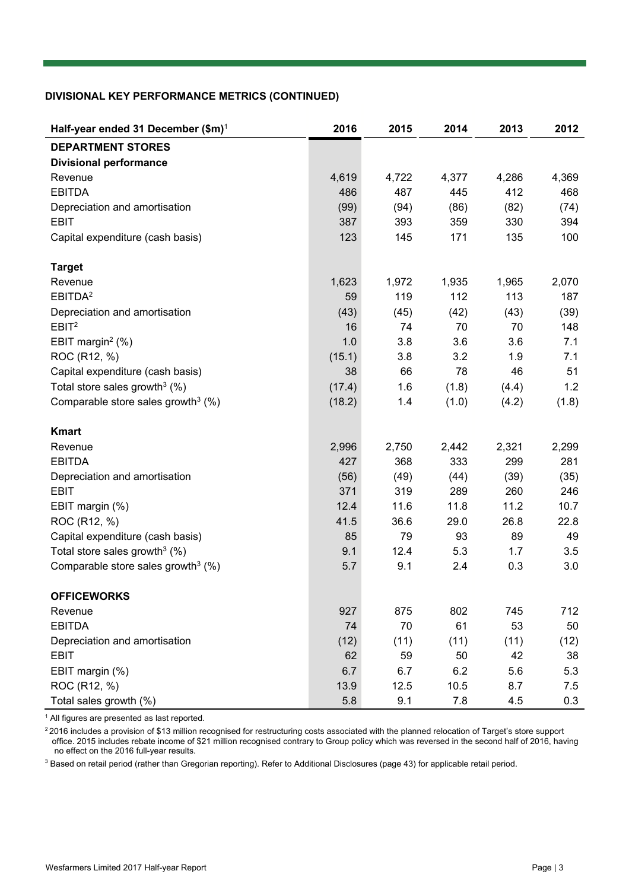## DIVISIONAL KEY PERFORMANCE METRICS (CONTINUED)

| Half-year ended 31 December ($m)[1] | 2016 | 2015 | 2014 | 2013 | 2012 |
|---|---|---|---|---|---|
| **DEPARTMENT STORES** | | | | | |
| **Divisional performance** | | | | | |
| Revenue | 4,619 | 4,722 | 4,377 | 4,286 | 4,369 |
| EBITDA | 486 | 487 | 445 | 412 | 468 |
| Depreciation and amortisation | (99) | (94) | (86) | (82) | (74) |
| EBIT | 387 | 393 | 359 | 330 | 394 |
| Capital expenditure (cash basis) | 123 | 145 | 171 | 135 | 100 |
| | | | | | |
| **Target** | | | | | |
| Revenue | 1,623 | 1,972 | 1,935 | 1,965 | 2,070 |
| EBITDA[2] | 59 | 119 | 112 | 113 | 187 |
| Depreciation and amortisation | (43) | (45) | (42) | (43) | (39) |
| EBIT[2] | 16 | 74 | 70 | 70 | 148 |
| EBIT margin[2] (%) | 1.0 | 3.8 | 3.6 | 3.6 | 7.1 |
| ROC (R12, %) | (15.1) | 3.8 | 3.2 | 1.9 | 7.1 |
| Capital expenditure (cash basis) | 38 | 66 | 78 | 46 | 51 |
| Total store sales growth[3] (%) | (17.4) | 1.6 | (1.8) | (4.4) | 1.2 |
| Comparable store sales growth[3] (%) | (18.2) | 1.4 | (1.0) | (4.2) | (1.8) |
| | | | | | |
| **Kmart** | | | | | |
| Revenue | 2,996 | 2,750 | 2,442 | 2,321 | 2,299 |
| EBITDA | 427 | 368 | 333 | 299 | 281 |
| Depreciation and amortisation | (56) | (49) | (44) | (39) | (35) |
| EBIT | 371 | 319 | 289 | 260 | 246 |
| EBIT margin (%) | 12.4 | 11.6 | 11.8 | 11.2 | 10.7 |
| ROC (R12, %) | 41.5 | 36.6 | 29.0 | 26.8 | 22.8 |
| Capital expenditure (cash basis) | 85 | 79 | 93 | 89 | 49 |
| Total store sales growth[3] (%) | 9.1 | 12.4 | 5.3 | 1.7 | 3.5 |
| Comparable store sales growth[3] (%) | 5.7 | 9.1 | 2.4 | 0.3 | 3.0 |
| | | | | | |
| **OFFICEWORKS** | | | | | |
| Revenue | 927 | 875 | 802 | 745 | 712 |
| EBITDA | 74 | 70 | 61 | 53 | 50 |
| Depreciation and amortisation | (12) | (11) | (11) | (11) | (12) |
| EBIT | 62 | 59 | 50 | 42 | 38 |
| EBIT margin (%) | 6.7 | 6.7 | 6.2 | 5.6 | 5.3 |
| ROC (R12, %) | 13.9 | 12.5 | 10.5 | 8.7 | 7.5 |
| Total sales growth (%) | 5.8 | 9.1 | 7.8 | 4.5 | 0.3 |

[1] All figures are presented as last reported.

[2] 2016 includes a provision of $13 million recognised for restructuring costs associated with the planned relocation of Target's store support office. 2015 includes rebate income of $21 million recognised contrary to Group policy which was reversed in the second half of 2016, having no effect on the 2016 full-year results.

[3] Based on retail period (rather than Gregorian reporting). Refer to Additional Disclosures (page 43) for applicable retail period.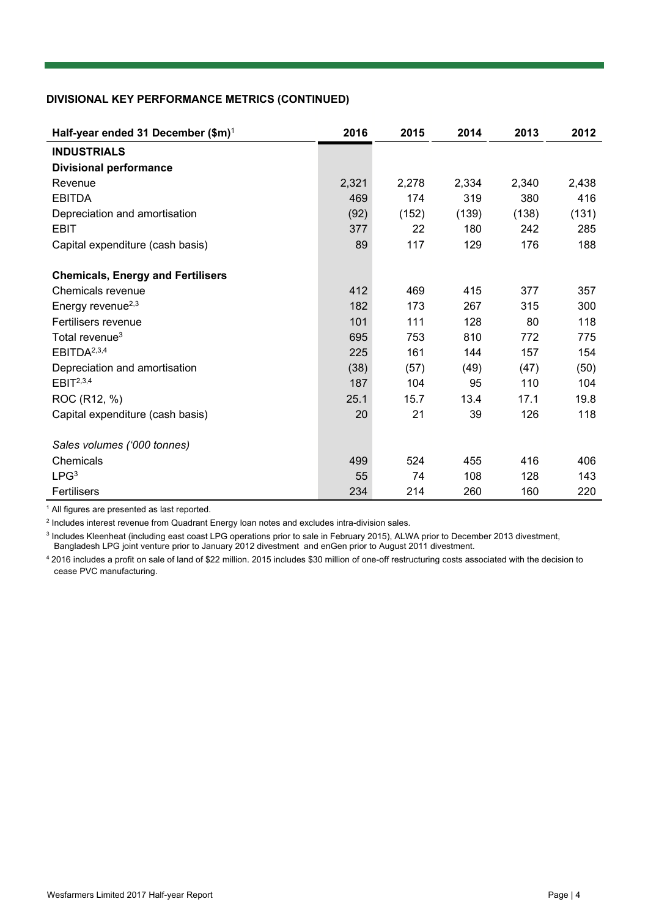**DIVISIONAL KEY PERFORMANCE METRICS (CONTINUED)**

| Half-year ended 31 December ($m)[1] | 2016 | 2015 | 2014 | 2013 | 2012 |
|---|---|---|---|---|---|
| **INDUSTRIALS** | | | | | |
| **Divisional performance** | | | | | |
| Revenue | 2,321 | 2,278 | 2,334 | 2,340 | 2,438 |
| EBITDA | 469 | 174 | 319 | 380 | 416 |
| Depreciation and amortisation | (92) | (152) | (139) | (138) | (131) |
| EBIT | 377 | 22 | 180 | 242 | 285 |
| Capital expenditure (cash basis) | 89 | 117 | 129 | 176 | 188 |
| | | | | | |
| **Chemicals, Energy and Fertilisers** | | | | | |
| Chemicals revenue | 412 | 469 | 415 | 377 | 357 |
| Energy revenue[2,3] | 182 | 173 | 267 | 315 | 300 |
| Fertilisers revenue | 101 | 111 | 128 | 80 | 118 |
| Total revenue[3] | 695 | 753 | 810 | 772 | 775 |
| EBITDA[2,3,4] | 225 | 161 | 144 | 157 | 154 |
| Depreciation and amortisation | (38) | (57) | (49) | (47) | (50) |
| EBIT[2,3,4] | 187 | 104 | 95 | 110 | 104 |
| ROC (R12, %) | 25.1 | 15.7 | 13.4 | 17.1 | 19.8 |
| Capital expenditure (cash basis) | 20 | 21 | 39 | 126 | 118 |
| | | | | | |
| *Sales volumes ('000 tonnes)* | | | | | |
| Chemicals | 499 | 524 | 455 | 416 | 406 |
| LPG[3] | 55 | 74 | 108 | 128 | 143 |
| Fertilisers | 234 | 214 | 260 | 160 | 220 |

[1] All figures are presented as last reported.

[2] Includes interest revenue from Quadrant Energy loan notes and excludes intra-division sales.

[3] Includes Kleenheat (including east coast LPG operations prior to sale in February 2015), ALWA prior to December 2013 divestment, Bangladesh LPG joint venture prior to January 2012 divestment and enGen prior to August 2011 divestment.

[4] 2016 includes a profit on sale of land of $22 million. 2015 includes $30 million of one-off restructuring costs associated with the decision to cease PVC manufacturing.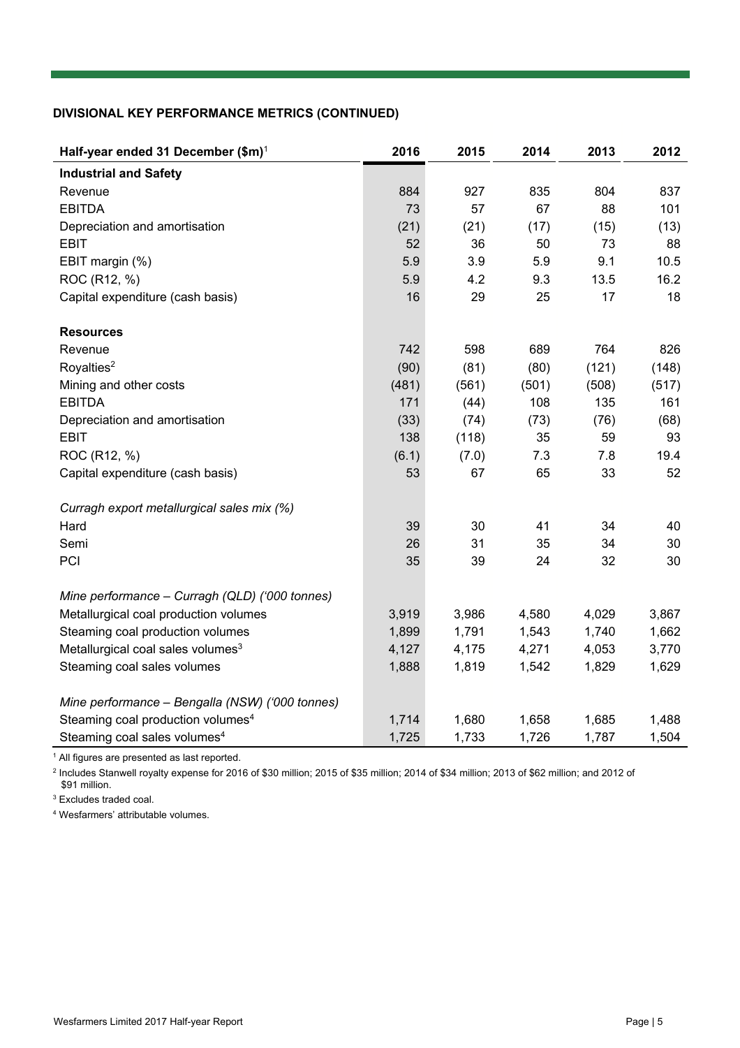**DIVISIONAL KEY PERFORMANCE METRICS (CONTINUED)**

| Half-year ended 31 December ($m)[1] | 2016 | 2015 | 2014 | 2013 | 2012 |
|---|---|---|---|---|---|
| **Industrial and Safety** | | | | | |
| Revenue | 884 | 927 | 835 | 804 | 837 |
| EBITDA | 73 | 57 | 67 | 88 | 101 |
| Depreciation and amortisation | (21) | (21) | (17) | (15) | (13) |
| EBIT | 52 | 36 | 50 | 73 | 88 |
| EBIT margin (%) | 5.9 | 3.9 | 5.9 | 9.1 | 10.5 |
| ROC (R12, %) | 5.9 | 4.2 | 9.3 | 13.5 | 16.2 |
| Capital expenditure (cash basis) | 16 | 29 | 25 | 17 | 18 |
| **Resources** | | | | | |
| Revenue | 742 | 598 | 689 | 764 | 826 |
| Royalties[2] | (90) | (81) | (80) | (121) | (148) |
| Mining and other costs | (481) | (561) | (501) | (508) | (517) |
| EBITDA | 171 | (44) | 108 | 135 | 161 |
| Depreciation and amortisation | (33) | (74) | (73) | (76) | (68) |
| EBIT | 138 | (118) | 35 | 59 | 93 |
| ROC (R12, %) | (6.1) | (7.0) | 7.3 | 7.8 | 19.4 |
| Capital expenditure (cash basis) | 53 | 67 | 65 | 33 | 52 |
| *Curragh export metallurgical sales mix (%)* | | | | | |
| Hard | 39 | 30 | 41 | 34 | 40 |
| Semi | 26 | 31 | 35 | 34 | 30 |
| PCI | 35 | 39 | 24 | 32 | 30 |
| *Mine performance – Curragh (QLD) ('000 tonnes)* | | | | | |
| Metallurgical coal production volumes | 3,919 | 3,986 | 4,580 | 4,029 | 3,867 |
| Steaming coal production volumes | 1,899 | 1,791 | 1,543 | 1,740 | 1,662 |
| Metallurgical coal sales volumes[3] | 4,127 | 4,175 | 4,271 | 4,053 | 3,770 |
| Steaming coal sales volumes | 1,888 | 1,819 | 1,542 | 1,829 | 1,629 |
| *Mine performance – Bengalla (NSW) ('000 tonnes)* | | | | | |
| Steaming coal production volumes[4] | 1,714 | 1,680 | 1,658 | 1,685 | 1,488 |
| Steaming coal sales volumes[4] | 1,725 | 1,733 | 1,726 | 1,787 | 1,504 |

[1] All figures are presented as last reported.

[2] Includes Stanwell royalty expense for 2016 of $30 million; 2015 of $35 million; 2014 of $34 million; 2013 of $62 million; and 2012 of $91 million.

[3] Excludes traded coal.

[4] Wesfarmers' attributable volumes.